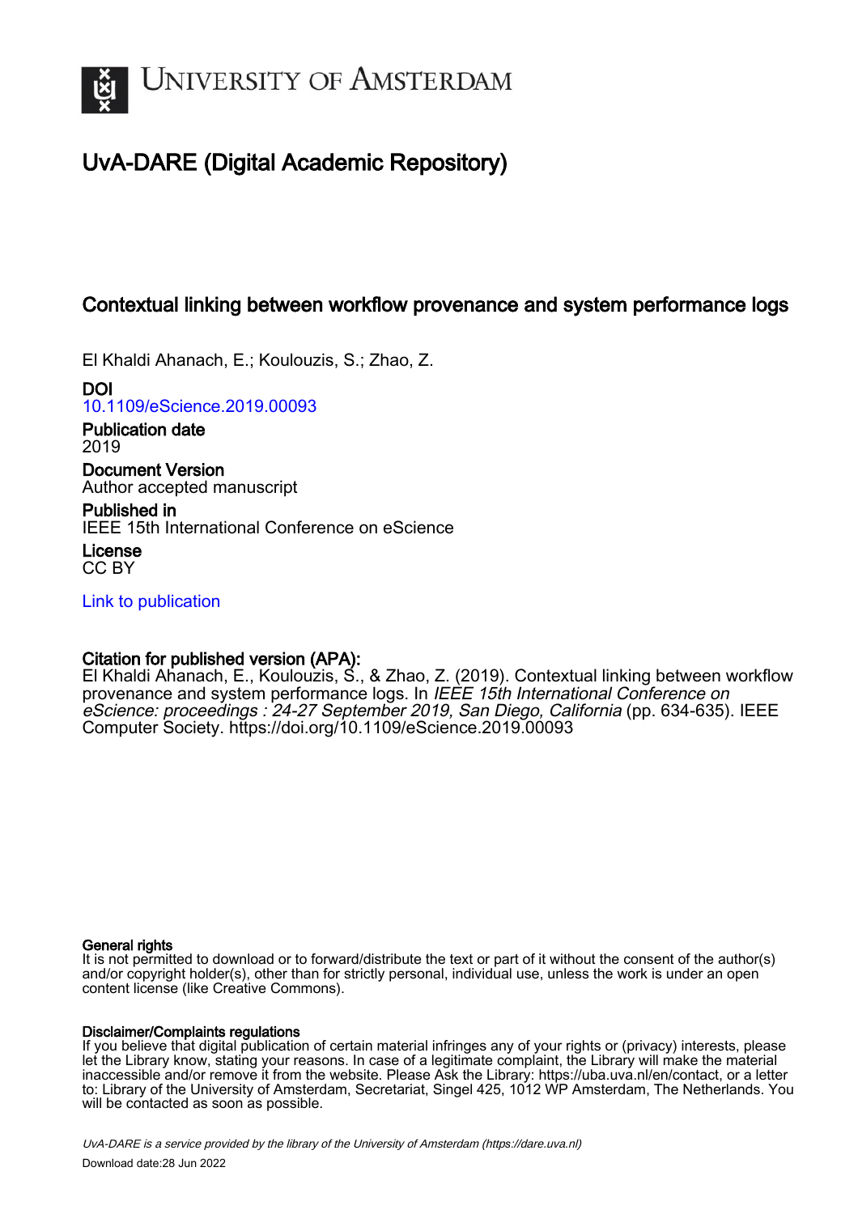# University of Amsterdam

## UvA-DARE (Digital Academic Repository)

### Contextual linking between workflow provenance and system performance logs

El Khaldi Ahanach, E.; Koulouzis, S.; Zhao, Z.

**DOI**
10.1109/eScience.2019.00093

**Publication date**
2019

**Document Version**
Author accepted manuscript

**Published in**
IEEE 15th International Conference on eScience

**License**
CC BY

Link to publication

**Citation for published version (APA):**
El Khaldi Ahanach, E., Koulouzis, S., & Zhao, Z. (2019). Contextual linking between workflow provenance and system performance logs. In *IEEE 15th International Conference on eScience: proceedings : 24-27 September 2019, San Diego, California* (pp. 634-635). IEEE Computer Society. https://doi.org/10.1109/eScience.2019.00093

**General rights**
It is not permitted to download or to forward/distribute the text or part of it without the consent of the author(s) and/or copyright holder(s), other than for strictly personal, individual use, unless the work is under an open content license (like Creative Commons).

**Disclaimer/Complaints regulations**
If you believe that digital publication of certain material infringes any of your rights or (privacy) interests, please let the Library know, stating your reasons. In case of a legitimate complaint, the Library will make the material inaccessible and/or remove it from the website. Please Ask the Library: https://uba.uva.nl/en/contact, or a letter to: Library of the University of Amsterdam, Secretariat, Singel 425, 1012 WP Amsterdam, The Netherlands. You will be contacted as soon as possible.

*UvA-DARE is a service provided by the library of the University of Amsterdam (https://dare.uva.nl)*

Download date:28 Jun 2022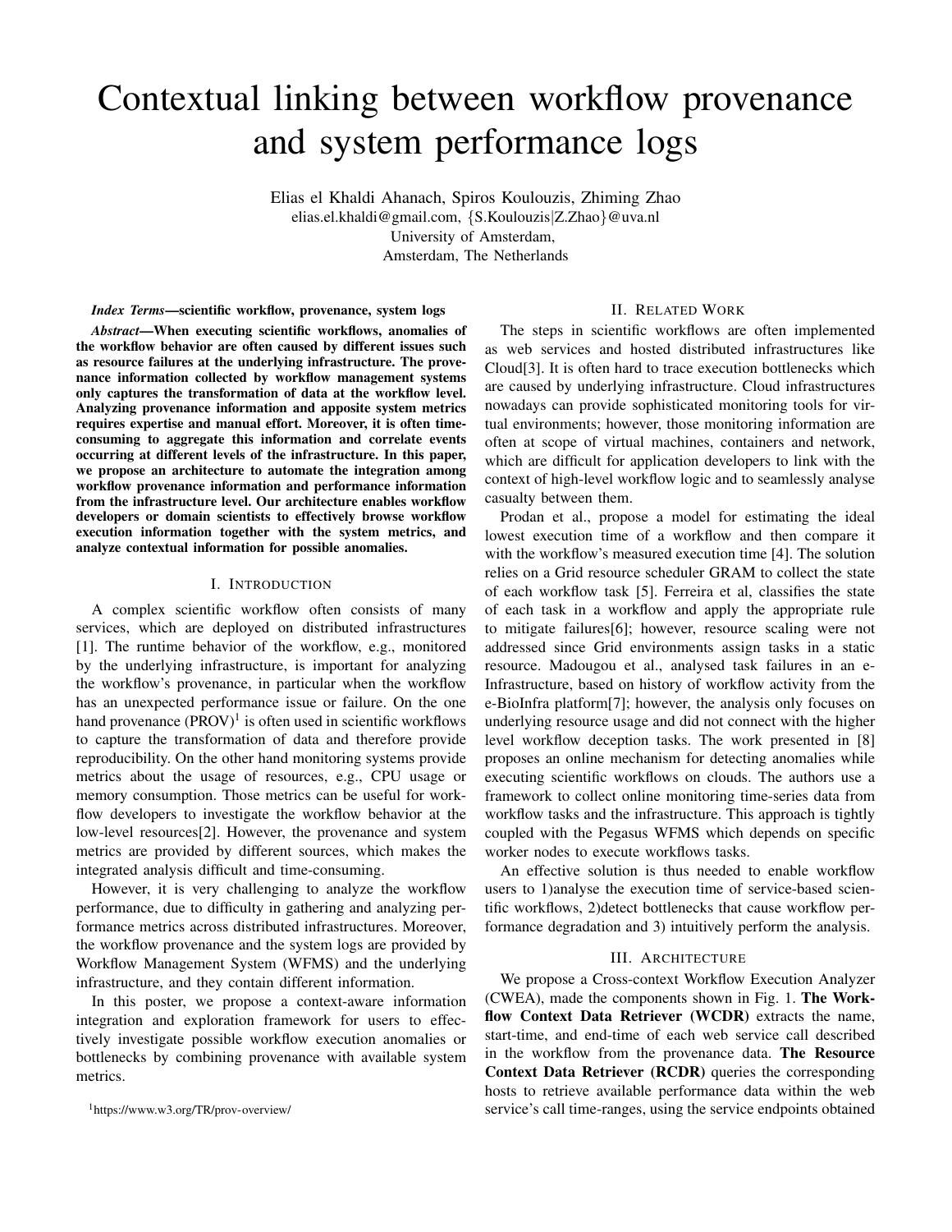# Contextual linking between workflow provenance and system performance logs

Elias el Khaldi Ahanach, Spiros Koulouzis, Zhiming Zhao
elias.el.khaldi@gmail.com, {S.Koulouzis|Z.Zhao}@uva.nl
University of Amsterdam,
Amsterdam, The Netherlands

***Index Terms*—scientific workflow, provenance, system logs**

***Abstract*—When executing scientific workflows, anomalies of the workflow behavior are often caused by different issues such as resource failures at the underlying infrastructure. The provenance information collected by workflow management systems only captures the transformation of data at the workflow level. Analyzing provenance information and apposite system metrics requires expertise and manual effort. Moreover, it is often time-consuming to aggregate this information and correlate events occurring at different levels of the infrastructure. In this paper, we propose an architecture to automate the integration among workflow provenance information and performance information from the infrastructure level. Our architecture enables workflow developers or domain scientists to effectively browse workflow execution information together with the system metrics, and analyze contextual information for possible anomalies.**

## I. Introduction

A complex scientific workflow often consists of many services, which are deployed on distributed infrastructures [1]. The runtime behavior of the workflow, e.g., monitored by the underlying infrastructure, is important for analyzing the workflow's provenance, in particular when the workflow has an unexpected performance issue or failure. On the one hand provenance (PROV)[1] is often used in scientific workflows to capture the transformation of data and therefore provide reproducibility. On the other hand monitoring systems provide metrics about the usage of resources, e.g., CPU usage or memory consumption. Those metrics can be useful for workflow developers to investigate the workflow behavior at the low-level resources[2]. However, the provenance and system metrics are provided by different sources, which makes the integrated analysis difficult and time-consuming.

However, it is very challenging to analyze the workflow performance, due to difficulty in gathering and analyzing performance metrics across distributed infrastructures. Moreover, the workflow provenance and the system logs are provided by Workflow Management System (WFMS) and the underlying infrastructure, and they contain different information.

In this poster, we propose a context-aware information integration and exploration framework for users to effectively investigate possible workflow execution anomalies or bottlenecks by combining provenance with available system metrics.

[1]https://www.w3.org/TR/prov-overview/

## II. Related Work

The steps in scientific workflows are often implemented as web services and hosted distributed infrastructures like Cloud[3]. It is often hard to trace execution bottlenecks which are caused by underlying infrastructure. Cloud infrastructures nowadays can provide sophisticated monitoring tools for virtual environments; however, those monitoring information are often at scope of virtual machines, containers and network, which are difficult for application developers to link with the context of high-level workflow logic and to seamlessly analyse casualty between them.

Prodan et al., propose a model for estimating the ideal lowest execution time of a workflow and then compare it with the workflow's measured execution time [4]. The solution relies on a Grid resource scheduler GRAM to collect the state of each workflow task [5]. Ferreira et al, classifies the state of each task in a workflow and apply the appropriate rule to mitigate failures[6]; however, resource scaling were not addressed since Grid environments assign tasks in a static resource. Madougou et al., analysed task failures in an e-Infrastructure, based on history of workflow activity from the e-BioInfra platform[7]; however, the analysis only focuses on underlying resource usage and did not connect with the higher level workflow deception tasks. The work presented in [8] proposes an online mechanism for detecting anomalies while executing scientific workflows on clouds. The authors use a framework to collect online monitoring time-series data from workflow tasks and the infrastructure. This approach is tightly coupled with the Pegasus WFMS which depends on specific worker nodes to execute workflows tasks.

An effective solution is thus needed to enable workflow users to 1)analyse the execution time of service-based scientific workflows, 2)detect bottlenecks that cause workflow performance degradation and 3) intuitively perform the analysis.

## III. Architecture

We propose a Cross-context Workflow Execution Analyzer (CWEA), made the components shown in Fig. 1. **The Workflow Context Data Retriever (WCDR)** extracts the name, start-time, and end-time of each web service call described in the workflow from the provenance data. **The Resource Context Data Retriever (RCDR)** queries the corresponding hosts to retrieve available performance data within the web service's call time-ranges, using the service endpoints obtained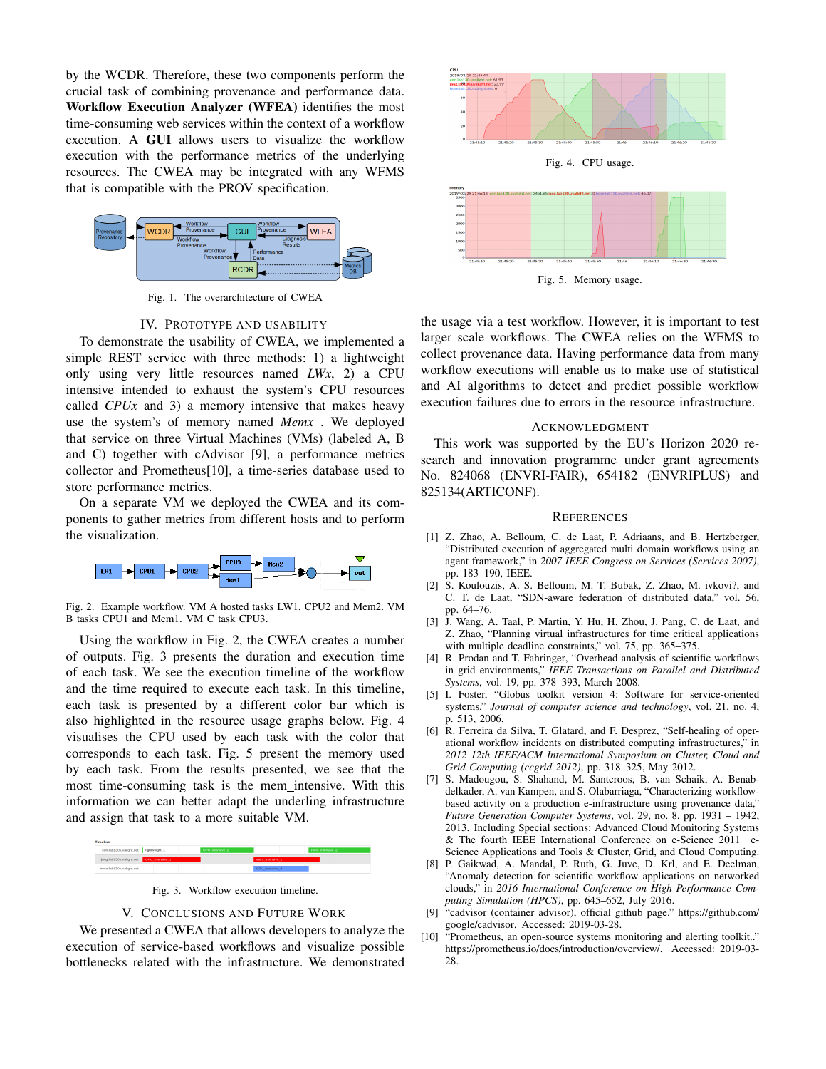by the WCDR. Therefore, these two components perform the crucial task of combining provenance and performance data. **Workflow Execution Analyzer (WFEA)** identifies the most time-consuming web services within the context of a workflow execution. A **GUI** allows users to visualize the workflow execution with the performance metrics of the underlying resources. The CWEA may be integrated with any WFMS that is compatible with the PROV specification.

Provenance Repository
WCDR
Workflow Provenance
GUI
Workflow Provenance
WFEA
Workflow Provenance
Diagnosis Results
Workflow Provenance
Performance Data
RCDR
Metrics DB

Fig. 1. The overarchitecture of CWEA

## IV. Prototype and Usability

To demonstrate the usability of CWEA, we implemented a simple REST service with three methods: 1) a lightweight only using very little resources named *LWx*, 2) a CPU intensive intended to exhaust the system's CPU resources called *CPUx* and 3) a memory intensive that makes heavy use the system's of memory named *Memx* . We deployed that service on three Virtual Machines (VMs) (labeled A, B and C) together with cAdvisor [9], a performance metrics collector and Prometheus[10], a time-series database used to store performance metrics.

On a separate VM we deployed the CWEA and its components to gather metrics from different hosts and to perform the visualization.

LW1
CPU1
CPU2
CPU3
Mem2
Mem1
out

Fig. 2. Example workflow. VM A hosted tasks LW1, CPU2 and Mem2. VM B tasks CPU1 and Mem1. VM C task CPU3.

Using the workflow in Fig. 2, the CWEA creates a number of outputs. Fig. 3 presents the duration and execution time of each task. We see the execution timeline of the workflow and the time required to execute each task. In this timeline, each task is presented by a different color bar which is also highlighted in the resource usage graphs below. Fig. 4 visualises the CPU used by each task with the color that corresponds to each task. Fig. 5 present the memory used by each task. From the results presented, we see that the most time-consuming task is the mem_intensive. With this information we can better adapt the underling infrastructure and assign that task to a more suitable VM.

Timeline

Fig. 3. Workflow execution timeline.

CPU

Fig. 4. CPU usage.

Memory

Fig. 5. Memory usage.

## V. Conclusions and Future Work

We presented a CWEA that allows developers to analyze the execution of service-based workflows and visualize possible bottlenecks related with the infrastructure. We demonstrated the usage via a test workflow. However, it is important to test larger scale workflows. The CWEA relies on the WFMS to collect provenance data. Having performance data from many workflow executions will enable us to make use of statistical and AI algorithms to detect and predict possible workflow execution failures due to errors in the resource infrastructure.

## Acknowledgment

This work was supported by the EU's Horizon 2020 research and innovation programme under grant agreements No. 824068 (ENVRI-FAIR), 654182 (ENVRIPLUS) and 825134(ARTICONF).

## References

[1] Z. Zhao, A. Belloum, C. de Laat, P. Adriaans, and B. Hertzberger, "Distributed execution of aggregated multi domain workflows using an agent framework," in *2007 IEEE Congress on Services (Services 2007)*, pp. 183–190, IEEE.

[2] S. Koulouzis, A. S. Belloum, M. T. Bubak, Z. Zhao, M. ivkovi?, and C. T. de Laat, "SDN-aware federation of distributed data," vol. 56, pp. 64–76.

[3] J. Wang, A. Taal, P. Martin, Y. Hu, H. Zhou, J. Pang, C. de Laat, and Z. Zhao, "Planning virtual infrastructures for time critical applications with multiple deadline constraints," vol. 75, pp. 365–375.

[4] R. Prodan and T. Fahringer, "Overhead analysis of scientific workflows in grid environments," *IEEE Transactions on Parallel and Distributed Systems*, vol. 19, pp. 378–393, March 2008.

[5] I. Foster, "Globus toolkit version 4: Software for service-oriented systems," *Journal of computer science and technology*, vol. 21, no. 4, p. 513, 2006.

[6] R. Ferreira da Silva, T. Glatard, and F. Desprez, "Self-healing of operational workflow incidents on distributed computing infrastructures," in *2012 12th IEEE/ACM International Symposium on Cluster, Cloud and Grid Computing (ccgrid 2012)*, pp. 318–325, May 2012.

[7] S. Madougou, S. Shahand, M. Santcroos, B. van Schaik, A. Benabdelkader, A. van Kampen, and S. Olabarriaga, "Characterizing workflow-based activity on a production e-infrastructure using provenance data," *Future Generation Computer Systems*, vol. 29, no. 8, pp. 1931 – 1942, 2013. Including Special sections: Advanced Cloud Monitoring Systems & The fourth IEEE International Conference on e-Science 2011 e-Science Applications and Tools & Cluster, Grid, and Cloud Computing.

[8] P. Gaikwad, A. Mandal, P. Ruth, G. Juve, D. Krl, and E. Deelman, "Anomaly detection for scientific workflow applications on networked clouds," in *2016 International Conference on High Performance Computing Simulation (HPCS)*, pp. 645–652, July 2016.

[9] "cadvisor (container advisor), official github page." https://github.com/google/cadvisor. Accessed: 2019-03-28.

[10] "Prometheus, an open-source systems monitoring and alerting toolkit.." https://prometheus.io/docs/introduction/overview/. Accessed: 2019-03-28.